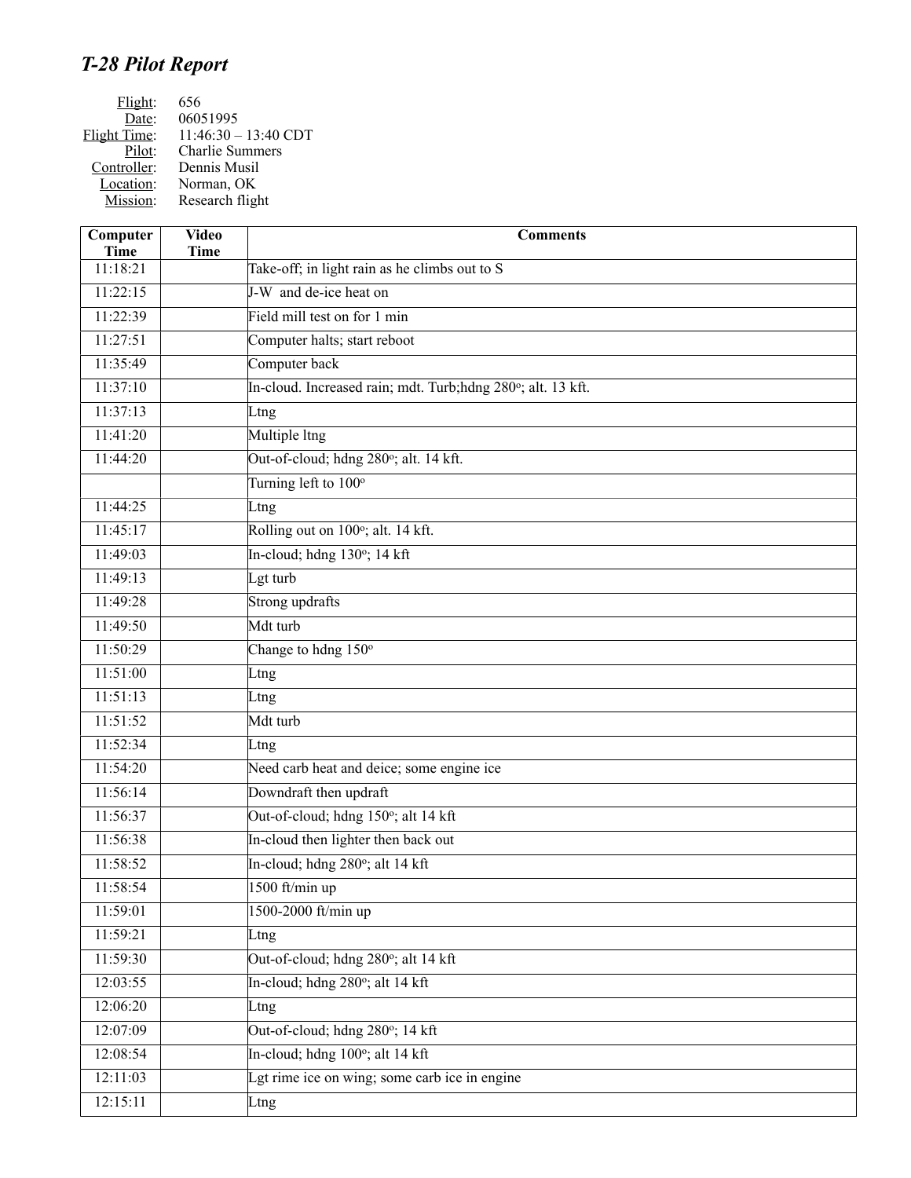# *T-28 Pilot Report*

Flight: 656
Date: 06051995
Flight Time: 11:46:30 – 13:40 CDT
Pilot: Charlie Summers
Controller: Dennis Musil
Location: Norman, OK
Mission: Research flight

| Computer Time | Video Time | Comments |
|---|---|---|
| 11:18:21 | | Take-off; in light rain as he climbs out to S |
| 11:22:15 | | J-W and de-ice heat on |
| 11:22:39 | | Field mill test on for 1 min |
| 11:27:51 | | Computer halts; start reboot |
| 11:35:49 | | Computer back |
| 11:37:10 | | In-cloud. Increased rain; mdt. Turb;hdng 280°; alt. 13 kft. |
| 11:37:13 | | Ltng |
| 11:41:20 | | Multiple ltng |
| 11:44:20 | | Out-of-cloud; hdng 280°; alt. 14 kft. |
| | | Turning left to 100° |
| 11:44:25 | | Ltng |
| 11:45:17 | | Rolling out on 100°; alt. 14 kft. |
| 11:49:03 | | In-cloud; hdng 130°; 14 kft |
| 11:49:13 | | Lgt turb |
| 11:49:28 | | Strong updrafts |
| 11:49:50 | | Mdt turb |
| 11:50:29 | | Change to hdng 150° |
| 11:51:00 | | Ltng |
| 11:51:13 | | Ltng |
| 11:51:52 | | Mdt turb |
| 11:52:34 | | Ltng |
| 11:54:20 | | Need carb heat and deice; some engine ice |
| 11:56:14 | | Downdraft then updraft |
| 11:56:37 | | Out-of-cloud; hdng 150°; alt 14 kft |
| 11:56:38 | | In-cloud then lighter then back out |
| 11:58:52 | | In-cloud; hdng 280°; alt 14 kft |
| 11:58:54 | | 1500 ft/min up |
| 11:59:01 | | 1500-2000 ft/min up |
| 11:59:21 | | Ltng |
| 11:59:30 | | Out-of-cloud; hdng 280°; alt 14 kft |
| 12:03:55 | | In-cloud; hdng 280°; alt 14 kft |
| 12:06:20 | | Ltng |
| 12:07:09 | | Out-of-cloud; hdng 280°; 14 kft |
| 12:08:54 | | In-cloud; hdng 100°; alt 14 kft |
| 12:11:03 | | Lgt rime ice on wing; some carb ice in engine |
| 12:15:11 | | Ltng |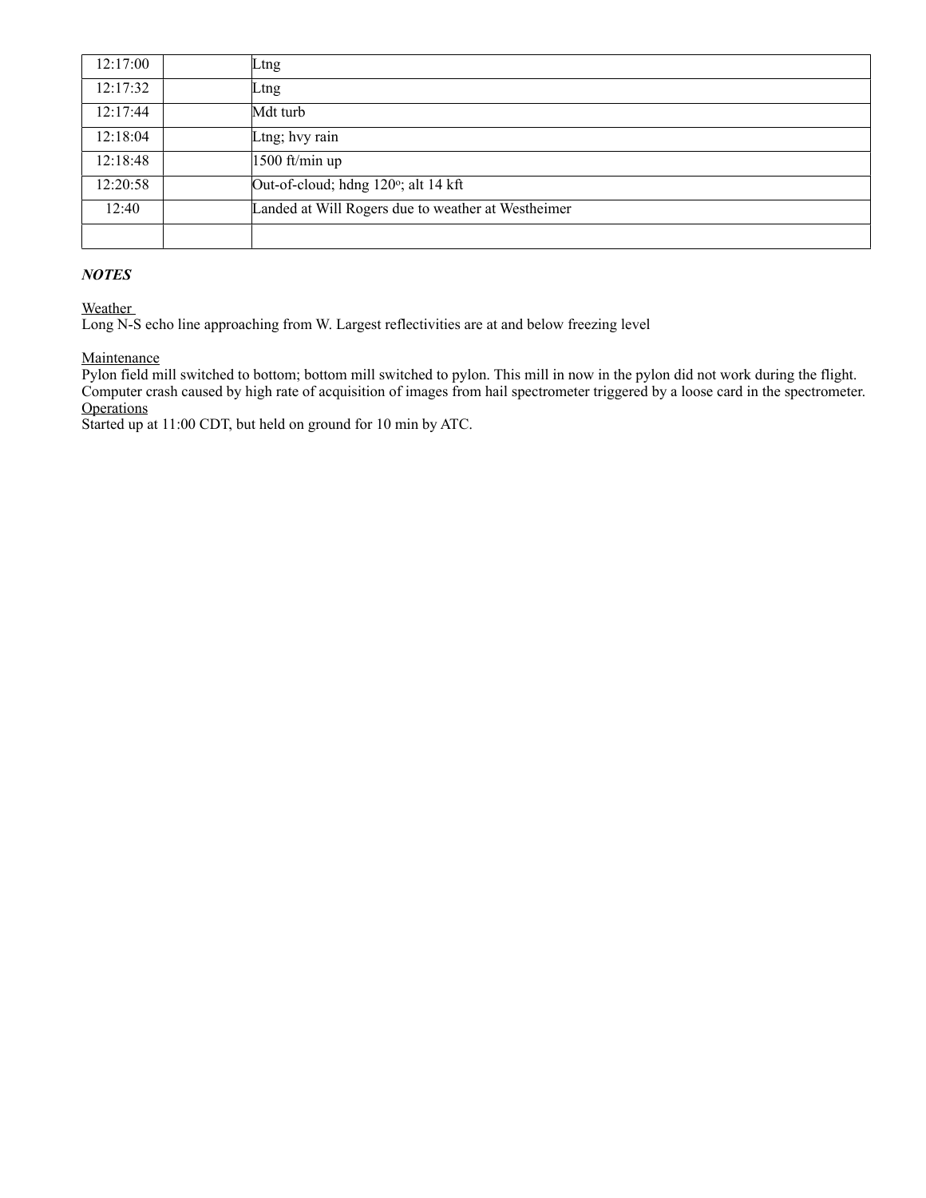| | | |
|---|---|---|
| 12:17:00 | | Ltng |
| 12:17:32 | | Ltng |
| 12:17:44 | | Mdt turb |
| 12:18:04 | | Ltng; hvy rain |
| 12:18:48 | | 1500 ft/min up |
| 12:20:58 | | Out-of-cloud; hdng 120°; alt 14 kft |
| 12:40 | | Landed at Will Rogers due to weather at Westheimer |
| | | |

***NOTES***

Weather

Long N-S echo line approaching from W. Largest reflectivities are at and below freezing level

Maintenance

Pylon field mill switched to bottom; bottom mill switched to pylon. This mill in now in the pylon did not work during the flight. Computer crash caused by high rate of acquisition of images from hail spectrometer triggered by a loose card in the spectrometer.

Operations

Started up at 11:00 CDT, but held on ground for 10 min by ATC.